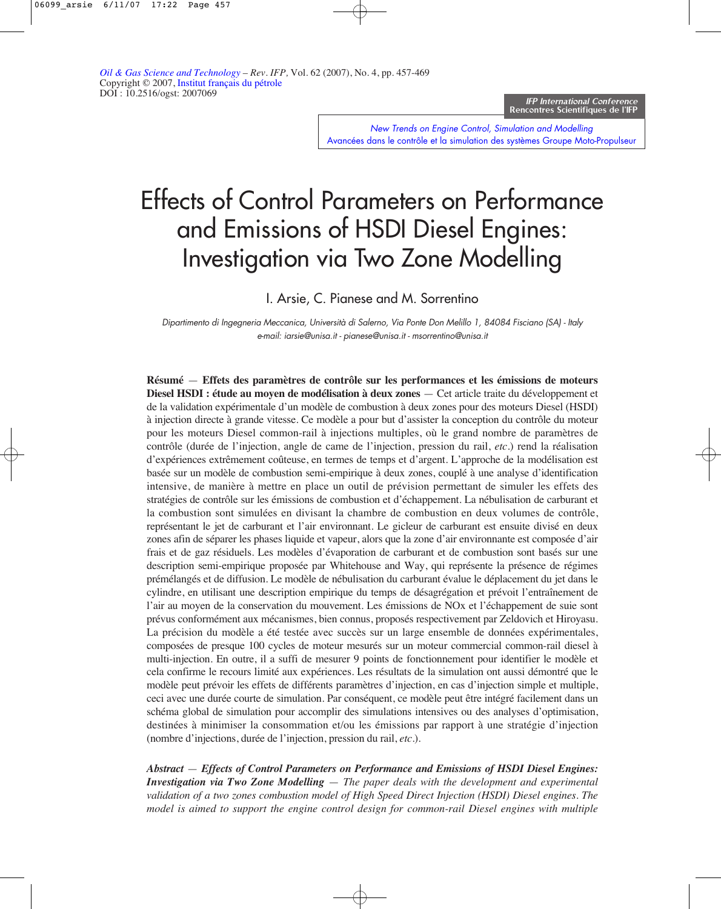Oil & Gas Science and Technology – Rev. IFP, Vol. 62 (2007), No. 4, pp. 457-469
Copyright © 2007, Institut français du pétrole
DOI : 10.2516/ogst: 2007069

IFP International Conference
Rencontres Scientifiques de l'IFP

New Trends on Engine Control, Simulation and Modelling
Avancées dans le contrôle et la simulation des systèmes Groupe Moto-Propulseur

# Effects of Control Parameters on Performance and Emissions of HSDI Diesel Engines: Investigation via Two Zone Modelling

I. Arsie, C. Pianese and M. Sorrentino

*Dipartimento di Ingegneria Meccanica, Università di Salerno, Via Ponte Don Melillo 1, 84084 Fisciano (SA) - Italy*
*e-mail: iarsie@unisa.it - pianese@unisa.it - msorrentino@unisa.it*

**Résumé** — **Effets des paramètres de contrôle sur les performances et les émissions de moteurs Diesel HSDI : étude au moyen de modélisation à deux zones** — Cet article traite du développement et de la validation expérimentale d'un modèle de combustion à deux zones pour des moteurs Diesel (HSDI) à injection directe à grande vitesse. Ce modèle a pour but d'assister la conception du contrôle du moteur pour les moteurs Diesel common-rail à injections multiples, où le grand nombre de paramètres de contrôle (durée de l'injection, angle de came de l'injection, pression du rail, *etc.*) rend la réalisation d'expériences extrêmement coûteuse, en termes de temps et d'argent. L'approche de la modélisation est basée sur un modèle de combustion semi-empirique à deux zones, couplé à une analyse d'identification intensive, de manière à mettre en place un outil de prévision permettant de simuler les effets des stratégies de contrôle sur les émissions de combustion et d'échappement. La nébulisation de carburant et la combustion sont simulées en divisant la chambre de combustion en deux volumes de contrôle, représentant le jet de carburant et l'air environnant. Le gicleur de carburant est ensuite divisé en deux zones afin de séparer les phases liquide et vapeur, alors que la zone d'air environnante est composée d'air frais et de gaz résiduels. Les modèles d'évaporation de carburant et de combustion sont basés sur une description semi-empirique proposée par Whitehouse and Way, qui représente la présence de régimes prémélangés et de diffusion. Le modèle de nébulisation du carburant évalue le déplacement du jet dans le cylindre, en utilisant une description empirique du temps de désagrégation et prévoit l'entraînement de l'air au moyen de la conservation du mouvement. Les émissions de NOx et l'échappement de suie sont prévus conformément aux mécanismes, bien connus, proposés respectivement par Zeldovich et Hiroyasu. La précision du modèle a été testée avec succès sur un large ensemble de données expérimentales, composées de presque 100 cycles de moteur mesurés sur un moteur commercial common-rail diesel à multi-injection. En outre, il a suffi de mesurer 9 points de fonctionnement pour identifier le modèle et cela confirme le recours limité aux expériences. Les résultats de la simulation ont aussi démontré que le modèle peut prévoir les effets de différents paramètres d'injection, en cas d'injection simple et multiple, ceci avec une durée courte de simulation. Par conséquent, ce modèle peut être intégré facilement dans un schéma global de simulation pour accomplir des simulations intensives ou des analyses d'optimisation, destinées à minimiser la consommation et/ou les émissions par rapport à une stratégie d'injection (nombre d'injections, durée de l'injection, pression du rail, *etc.*).

***Abstract*** — ***Effects of Control Parameters on Performance and Emissions of HSDI Diesel Engines: Investigation via Two Zone Modelling*** — *The paper deals with the development and experimental validation of a two zones combustion model of High Speed Direct Injection (HSDI) Diesel engines. The model is aimed to support the engine control design for common-rail Diesel engines with multiple*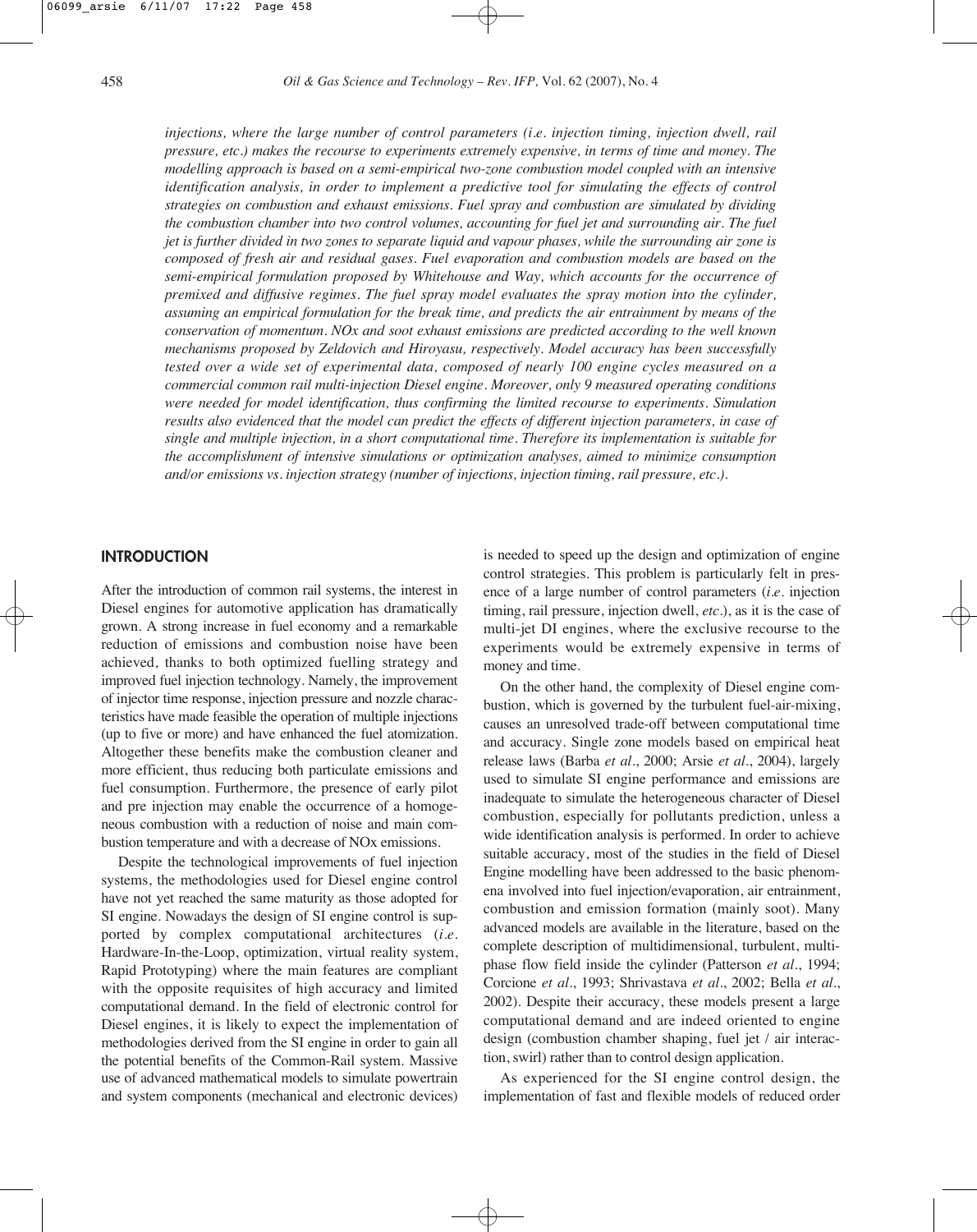*injections, where the large number of control parameters (i.e. injection timing, injection dwell, rail pressure, etc.) makes the recourse to experiments extremely expensive, in terms of time and money. The modelling approach is based on a semi-empirical two-zone combustion model coupled with an intensive identification analysis, in order to implement a predictive tool for simulating the effects of control strategies on combustion and exhaust emissions. Fuel spray and combustion are simulated by dividing the combustion chamber into two control volumes, accounting for fuel jet and surrounding air. The fuel jet is further divided in two zones to separate liquid and vapour phases, while the surrounding air zone is composed of fresh air and residual gases. Fuel evaporation and combustion models are based on the semi-empirical formulation proposed by Whitehouse and Way, which accounts for the occurrence of premixed and diffusive regimes. The fuel spray model evaluates the spray motion into the cylinder, assuming an empirical formulation for the break time, and predicts the air entrainment by means of the conservation of momentum. NOx and soot exhaust emissions are predicted according to the well known mechanisms proposed by Zeldovich and Hiroyasu, respectively. Model accuracy has been successfully tested over a wide set of experimental data, composed of nearly 100 engine cycles measured on a commercial common rail multi-injection Diesel engine. Moreover, only 9 measured operating conditions were needed for model identification, thus confirming the limited recourse to experiments. Simulation results also evidenced that the model can predict the effects of different injection parameters, in case of single and multiple injection, in a short computational time. Therefore its implementation is suitable for the accomplishment of intensive simulations or optimization analyses, aimed to minimize consumption and/or emissions vs. injection strategy (number of injections, injection timing, rail pressure, etc.).*

## INTRODUCTION

After the introduction of common rail systems, the interest in Diesel engines for automotive application has dramatically grown. A strong increase in fuel economy and a remarkable reduction of emissions and combustion noise have been achieved, thanks to both optimized fuelling strategy and improved fuel injection technology. Namely, the improvement of injector time response, injection pressure and nozzle characteristics have made feasible the operation of multiple injections (up to five or more) and have enhanced the fuel atomization. Altogether these benefits make the combustion cleaner and more efficient, thus reducing both particulate emissions and fuel consumption. Furthermore, the presence of early pilot and pre injection may enable the occurrence of a homogeneous combustion with a reduction of noise and main combustion temperature and with a decrease of NOx emissions.

Despite the technological improvements of fuel injection systems, the methodologies used for Diesel engine control have not yet reached the same maturity as those adopted for SI engine. Nowadays the design of SI engine control is supported by complex computational architectures (*i.e.* Hardware-In-the-Loop, optimization, virtual reality system, Rapid Prototyping) where the main features are compliant with the opposite requisites of high accuracy and limited computational demand. In the field of electronic control for Diesel engines, it is likely to expect the implementation of methodologies derived from the SI engine in order to gain all the potential benefits of the Common-Rail system. Massive use of advanced mathematical models to simulate powertrain and system components (mechanical and electronic devices) is needed to speed up the design and optimization of engine control strategies. This problem is particularly felt in presence of a large number of control parameters (*i.e.* injection timing, rail pressure, injection dwell, *etc.*), as it is the case of multi-jet DI engines, where the exclusive recourse to the experiments would be extremely expensive in terms of money and time.

On the other hand, the complexity of Diesel engine combustion, which is governed by the turbulent fuel-air-mixing, causes an unresolved trade-off between computational time and accuracy. Single zone models based on empirical heat release laws (Barba *et al.*, 2000; Arsie *et al.*, 2004), largely used to simulate SI engine performance and emissions are inadequate to simulate the heterogeneous character of Diesel combustion, especially for pollutants prediction, unless a wide identification analysis is performed. In order to achieve suitable accuracy, most of the studies in the field of Diesel Engine modelling have been addressed to the basic phenomena involved into fuel injection/evaporation, air entrainment, combustion and emission formation (mainly soot). Many advanced models are available in the literature, based on the complete description of multidimensional, turbulent, multiphase flow field inside the cylinder (Patterson *et al.*, 1994; Corcione *et al.*, 1993; Shrivastava *et al.*, 2002; Bella *et al.*, 2002). Despite their accuracy, these models present a large computational demand and are indeed oriented to engine design (combustion chamber shaping, fuel jet / air interaction, swirl) rather than to control design application.

As experienced for the SI engine control design, the implementation of fast and flexible models of reduced order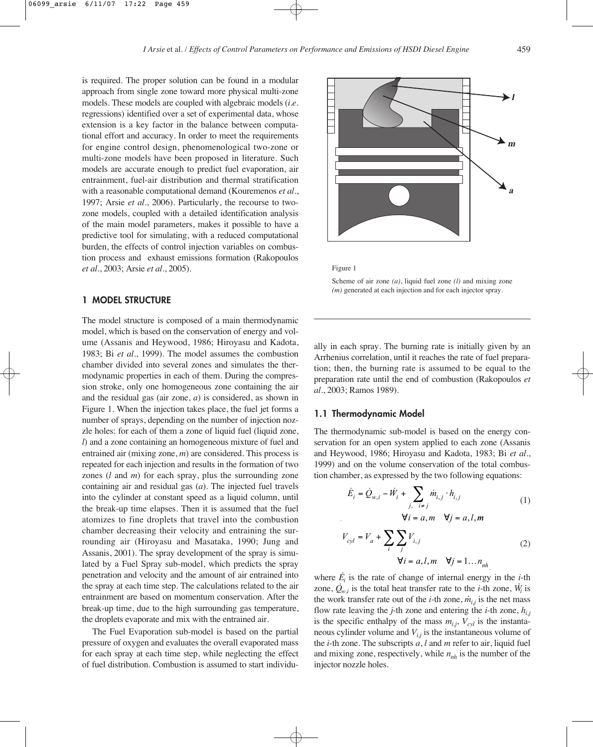is required. The proper solution can be found in a modular approach from single zone toward more physical multi-zone models. These models are coupled with algebraic models (*i.e.* regressions) identified over a set of experimental data, whose extension is a key factor in the balance between computational effort and accuracy. In order to meet the requirements for engine control design, phenomenological two-zone or multi-zone models have been proposed in literature. Such models are accurate enough to predict fuel evaporation, air entrainment, fuel-air distribution and thermal stratification with a reasonable computational demand (Kouremenos *et al.*, 1997; Arsie *et al.*, 2006). Particularly, the recourse to two-zone models, coupled with a detailed identification analysis of the main model parameters, makes it possible to have a predictive tool for simulating, with a reduced computational burden, the effects of control injection variables on combustion process and exhaust emissions formation (Rakopoulos *et al.*, 2003; Arsie *et al.*, 2005).

## 1 MODEL STRUCTURE

The model structure is composed of a main thermodynamic model, which is based on the conservation of energy and volume (Assanis and Heywood, 1986; Hiroyasu and Kadota, 1983; Bi *et al.*, 1999). The model assumes the combustion chamber divided into several zones and simulates the thermodynamic properties in each of them. During the compression stroke, only one homogeneous zone containing the air and the residual gas (air zone, *a*) is considered, as shown in Figure 1. When the injection takes place, the fuel jet forms a number of sprays, depending on the number of injection nozzle holes: for each of them a zone of liquid fuel (liquid zone, *l*) and a zone containing an homogeneous mixture of fuel and entrained air (mixing zone, *m*) are considered. This process is repeated for each injection and results in the formation of two zones (*l* and *m*) for each spray, plus the surrounding zone containing air and residual gas (*a*). The injected fuel travels into the cylinder at constant speed as a liquid column, until the break-up time elapses. Then it is assumed that the fuel atomizes to fine droplets that travel into the combustion chamber decreasing their velocity and entraining the surrounding air (Hiroyasu and Masataka, 1990; Jung and Assanis, 2001). The spray development of the spray is simulated by a Fuel Spray sub-model, which predicts the spray penetration and velocity and the amount of air entrained into the spray at each time step. The calculations related to the air entrainment are based on momentum conservation. After the break-up time, due to the high surrounding gas temperature, the droplets evaporate and mix with the entrained air.

The Fuel Evaporation sub-model is based on the partial pressure of oxygen and evaluates the overall evaporated mass for each spray at each time step, while neglecting the effect of fuel distribution. Combustion is assumed to start individually in each spray. The burning rate is initially given by an Arrhenius correlation, until it reaches the rate of fuel preparation; then, the burning rate is assumed to be equal to the preparation rate until the end of combustion (Rakopoulos *et al.*, 2003; Ramos 1989).

l

m

a

Figure 1

Scheme of air zone *(a)*, liquid fuel zone *(l)* and mixing zone *(m)* generated at each injection and for each injector spray.

### 1.1 Thermodynamic Model

The thermodynamic sub-model is based on the energy conservation for an open system applied to each zone (Assanis and Heywood, 1986; Hiroyasu and Kadota, 1983; Bi *et al.*, 1999) and on the volume conservation of the total combustion chamber, as expressed by the two following equations:

$$\dot{E}_i = \dot{Q}_{w,i} - \dot{W}_i + \sum_{j,\ i \neq j} \dot{m}_{i,j} \cdot h_{i,j} \qquad \forall i = a, m \quad \forall j = a, l, m \tag{1}$$

$$V_{cyl} = V_a + \sum_i \sum_j V_{i,j} \qquad \forall i = a, l, m \quad \forall j = 1 \ldots n_{nh} \tag{2}$$

where $\dot{E}_i$ is the rate of change of internal energy in the *i*-th zone, $\dot{Q}_{w,i}$ is the total heat transfer rate to the *i*-th zone, $\dot{W}_i$ is the work transfer rate out of the *i*-th zone, $\dot{m}_{i,j}$ is the net mass flow rate leaving the *j*-th zone and entering the *i*-th zone, $h_{i,j}$ is the specific enthalpy of the mass $m_{i,j}$, $V_{cyl}$ is the instantaneous cylinder volume and $V_{i,j}$ is the instantaneous volume of the *i*-th zone. The subscripts *a*, *l* and *m* refer to air, liquid fuel and mixing zone, respectively, while $n_{nh}$ is the number of the injector nozzle holes.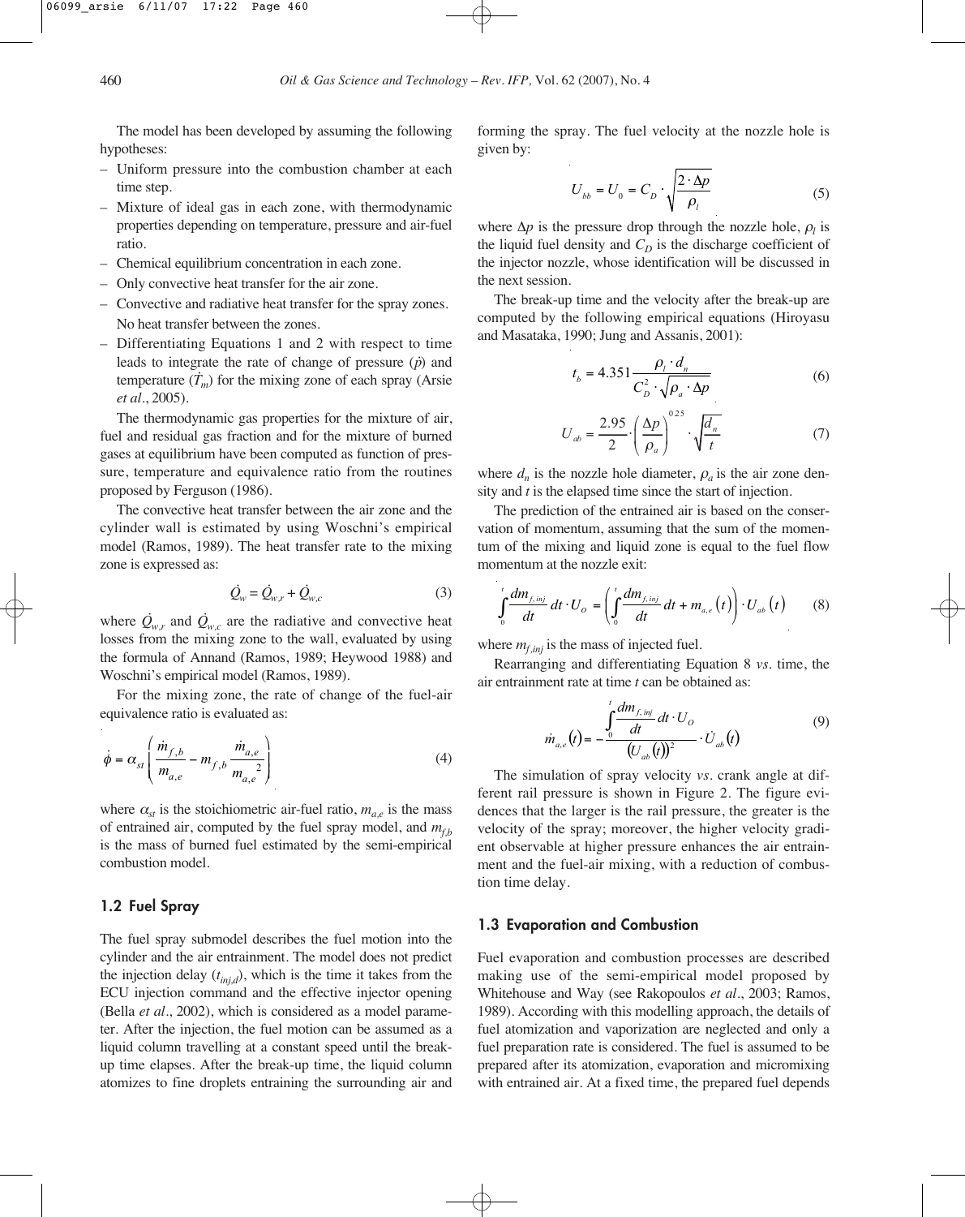The model has been developed by assuming the following hypotheses:

- Uniform pressure into the combustion chamber at each time step.
- Mixture of ideal gas in each zone, with thermodynamic properties depending on temperature, pressure and air-fuel ratio.
- Chemical equilibrium concentration in each zone.
- Only convective heat transfer for the air zone.
- Convective and radiative heat transfer for the spray zones. No heat transfer between the zones.
- Differentiating Equations 1 and 2 with respect to time leads to integrate the rate of change of pressure ($\dot{p}$) and temperature ($\dot{T}_m$) for the mixing zone of each spray (Arsie *et al*., 2005).

The thermodynamic gas properties for the mixture of air, fuel and residual gas fraction and for the mixture of burned gases at equilibrium have been computed as function of pressure, temperature and equivalence ratio from the routines proposed by Ferguson (1986).

The convective heat transfer between the air zone and the cylinder wall is estimated by using Woschni's empirical model (Ramos, 1989). The heat transfer rate to the mixing zone is expressed as:

$$\dot{Q}_w = \dot{Q}_{w,r} + \dot{Q}_{w,c} \tag{3}$$

where $\dot{Q}_{w,r}$ and $\dot{Q}_{w,c}$ are the radiative and convective heat losses from the mixing zone to the wall, evaluated by using the formula of Annand (Ramos, 1989; Heywood 1988) and Woschni's empirical model (Ramos, 1989).

For the mixing zone, the rate of change of the fuel-air equivalence ratio is evaluated as:

$$\dot{\phi} = \alpha_{st}\left(\frac{\dot{m}_{f,b}}{m_{a,e}} - m_{f,b}\frac{\dot{m}_{a,e}}{m_{a,e}^{\;2}}\right) \tag{4}$$

where $\alpha_{st}$ is the stoichiometric air-fuel ratio, $m_{a,e}$ is the mass of entrained air, computed by the fuel spray model, and $m_{f,b}$ is the mass of burned fuel estimated by the semi-empirical combustion model.

## 1.2 Fuel Spray

The fuel spray submodel describes the fuel motion into the cylinder and the air entrainment. The model does not predict the injection delay ($t_{inj,d}$), which is the time it takes from the ECU injection command and the effective injector opening (Bella *et al*., 2002), which is considered as a model parameter. After the injection, the fuel motion can be assumed as a liquid column travelling at a constant speed until the break-up time elapses. After the break-up time, the liquid column atomizes to fine droplets entraining the surrounding air and forming the spray. The fuel velocity at the nozzle hole is given by:

$$U_{bb} = U_0 = C_D \cdot \sqrt{\frac{2 \cdot \Delta p}{\rho_l}} \tag{5}$$

where $\Delta p$ is the pressure drop through the nozzle hole, $\rho_l$ is the liquid fuel density and $C_D$ is the discharge coefficient of the injector nozzle, whose identification will be discussed in the next session.

The break-up time and the velocity after the break-up are computed by the following empirical equations (Hiroyasu and Masataka, 1990; Jung and Assanis, 2001):

$$t_b = 4.351\frac{\rho_l \cdot d_n}{C_D^2 \cdot \sqrt{\rho_a \cdot \Delta p}} \tag{6}$$

$$U_{ab} = \frac{2.95}{2}\cdot\left(\frac{\Delta p}{\rho_a}\right)^{0.25}\cdot\sqrt{\frac{d_n}{t}} \tag{7}$$

where $d_n$ is the nozzle hole diameter, $\rho_a$ is the air zone density and $t$ is the elapsed time since the start of injection.

The prediction of the entrained air is based on the conservation of momentum, assuming that the sum of the momentum of the mixing and liquid zone is equal to the fuel flow momentum at the nozzle exit:

$$\int_0^t \frac{dm_{f,inj}}{dt}\,dt \cdot U_O = \left(\int_0^t \frac{dm_{f,inj}}{dt}\,dt + m_{a,e}(t)\right)\cdot U_{ab}(t) \tag{8}$$

where $m_{f,inj}$ is the mass of injected fuel.

Rearranging and differentiating Equation 8 *vs*. time, the air entrainment rate at time $t$ can be obtained as:

$$\dot{m}_{a,e}(t) = -\frac{\displaystyle\int_0^t \frac{dm_{f,inj}}{dt}\,dt \cdot U_O}{\left(U_{ab}(t)\right)^2}\cdot \dot{U}_{ab}(t) \tag{9}$$

The simulation of spray velocity *vs*. crank angle at different rail pressure is shown in Figure 2. The figure evidences that the larger is the rail pressure, the greater is the velocity of the spray; moreover, the higher velocity gradient observable at higher pressure enhances the air entrainment and the fuel-air mixing, with a reduction of combustion time delay.

## 1.3 Evaporation and Combustion

Fuel evaporation and combustion processes are described making use of the semi-empirical model proposed by Whitehouse and Way (see Rakopoulos *et al*., 2003; Ramos, 1989). According with this modelling approach, the details of fuel atomization and vaporization are neglected and only a fuel preparation rate is considered. The fuel is assumed to be prepared after its atomization, evaporation and micromixing with entrained air. At a fixed time, the prepared fuel depends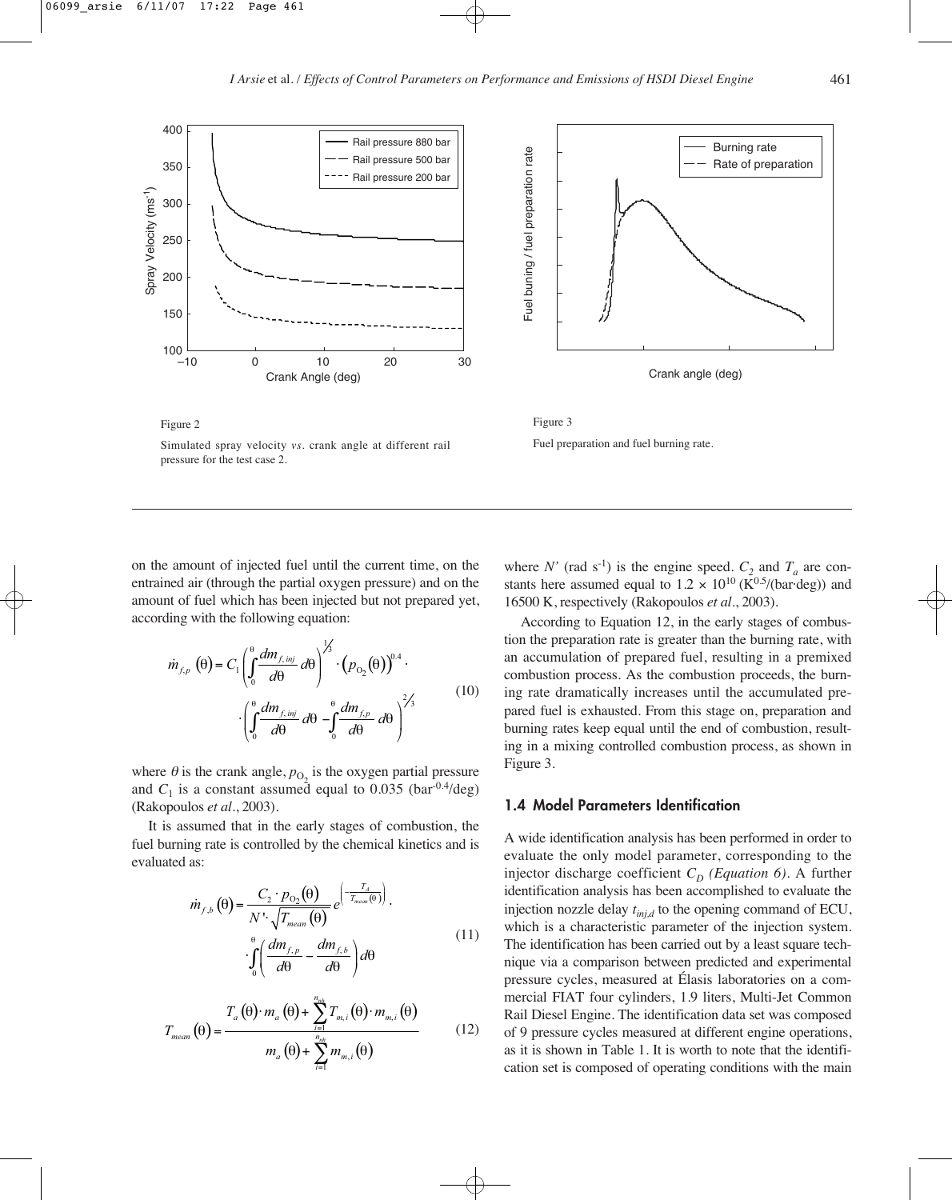Figure 2

Simulated spray velocity *vs*. crank angle at different rail pressure for the test case 2.

Figure 3

Fuel preparation and fuel burning rate.

on the amount of injected fuel until the current time, on the entrained air (through the partial oxygen pressure) and on the amount of fuel which has been injected but not prepared yet, according with the following equation:

$$\dot{m}_{f,p}(\theta) = C_1 \left( \int_0^\theta \frac{dm_{f,inj}}{d\theta} d\theta \right)^{1/3} \cdot \left( p_{O_2}(\theta) \right)^{0.4} \cdot \left( \int_0^\theta \frac{dm_{f,inj}}{d\theta} d\theta - \int_0^\theta \frac{dm_{f,p}}{d\theta} d\theta \right)^{2/3} \tag{10}$$

where $\theta$ is the crank angle, $p_{O_2}$ is the oxygen partial pressure and $C_1$ is a constant assumed equal to 0.035 (bar$^{-0.4}$/deg) (Rakopoulos *et al*., 2003).

It is assumed that in the early stages of combustion, the fuel burning rate is controlled by the chemical kinetics and is evaluated as:

$$\dot{m}_{f,b}(\theta) = \frac{C_2 \cdot p_{O_2}(\theta)}{N' \cdot \sqrt{T_{mean}(\theta)}} e^{\left(-\frac{T_A}{T_{mean}(\theta)}\right)} \cdot \int_0^\theta \left( \frac{dm_{f,p}}{d\theta} - \frac{dm_{f,b}}{d\theta} \right) d\theta \tag{11}$$

$$T_{mean}(\theta) = \frac{T_a(\theta) \cdot m_a(\theta) + \sum_{i=1}^{n_{nh}} T_{m,i}(\theta) \cdot m_{m,i}(\theta)}{m_a(\theta) + \sum_{i=1}^{n_{nh}} m_{m,i}(\theta)} \tag{12}$$

where $N'$ (rad s$^{-1}$) is the engine speed. $C_2$ and $T_a$ are constants here assumed equal to $1.2 \times 10^{10}$ (K$^{0.5}$/(bar·deg)) and 16500 K, respectively (Rakopoulos *et al*., 2003).

According to Equation 12, in the early stages of combustion the preparation rate is greater than the burning rate, with an accumulation of prepared fuel, resulting in a premixed combustion process. As the combustion proceeds, the burning rate dramatically increases until the accumulated prepared fuel is exhausted. From this stage on, preparation and burning rates keep equal until the end of combustion, resulting in a mixing controlled combustion process, as shown in Figure 3.

### 1.4 Model Parameters Identification

A wide identification analysis has been performed in order to evaluate the only model parameter, corresponding to the injector discharge coefficient $C_D$ *(Equation 6)*. A further identification analysis has been accomplished to evaluate the injection nozzle delay $t_{inj,d}$ to the opening command of ECU, which is a characteristic parameter of the injection system. The identification has been carried out by a least square technique via a comparison between predicted and experimental pressure cycles, measured at Élasis laboratories on a commercial FIAT four cylinders, 1.9 liters, Multi-Jet Common Rail Diesel Engine. The identification data set was composed of 9 pressure cycles measured at different engine operations, as it is shown in Table 1. It is worth to note that the identification set is composed of operating conditions with the main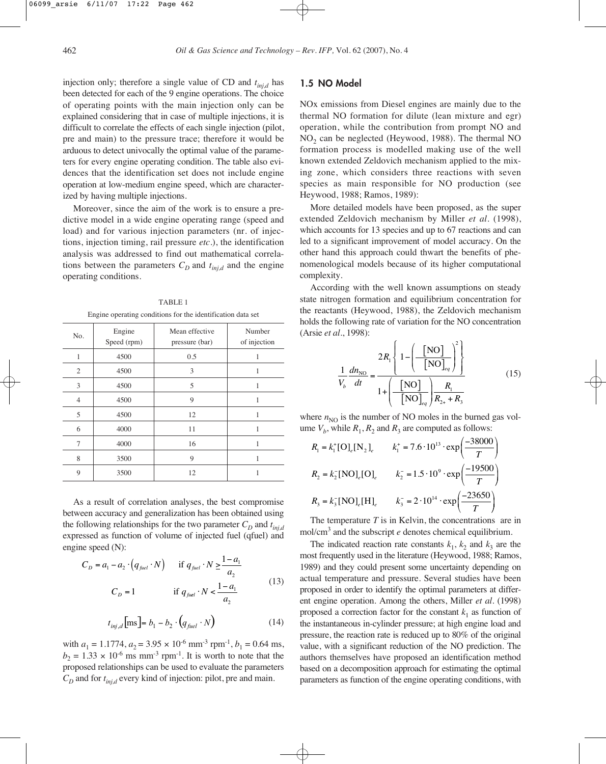injection only; therefore a single value of CD and $t_{inj,d}$ has been detected for each of the 9 engine operations. The choice of operating points with the main injection only can be explained considering that in case of multiple injections, it is difficult to correlate the effects of each single injection (pilot, pre and main) to the pressure trace; therefore it would be arduous to detect univocally the optimal value of the parameters for every engine operating condition. The table also evidences that the identification set does not include engine operation at low-medium engine speed, which are characterized by having multiple injections.

Moreover, since the aim of the work is to ensure a predictive model in a wide engine operating range (speed and load) and for various injection parameters (nr. of injections, injection timing, rail pressure *etc.*), the identification analysis was addressed to find out mathematical correlations between the parameters $C_D$ and $t_{inj,d}$ and the engine operating conditions.

TABLE 1

Engine operating conditions for the identification data set

| No. | Engine Speed (rpm) | Mean effective pressure (bar) | Number of injection |
|---|---|---|---|
| 1 | 4500 | 0.5 | 1 |
| 2 | 4500 | 3 | 1 |
| 3 | 4500 | 5 | 1 |
| 4 | 4500 | 9 | 1 |
| 5 | 4500 | 12 | 1 |
| 6 | 4000 | 11 | 1 |
| 7 | 4000 | 16 | 1 |
| 8 | 3500 | 9 | 1 |
| 9 | 3500 | 12 | 1 |

As a result of correlation analyses, the best compromise between accuracy and generalization has been obtained using the following relationships for the two parameter $C_D$ and $t_{inj,d}$ expressed as function of volume of injected fuel (qfuel) and engine speed (N):

$$C_D = a_1 - a_2 \cdot \left(q_{fuel} \cdot N\right) \qquad \text{if } q_{fuel} \cdot N \geq \frac{1-a_1}{a_2}$$
$$C_D = 1 \qquad \text{if } q_{fuel} \cdot N < \frac{1-a_1}{a_2} \tag{13}$$

$$t_{inj,d}\left[\text{ms}\right] = b_1 - b_2 \cdot \left(q_{fuel} \cdot N\right) \tag{14}$$

with $a_1 = 1.1774$, $a_2 = 3.95 \times 10^{-6}$ mm$^{-3}$ rpm$^{-1}$, $b_1 = 0.64$ ms, $b_2 = 1.33 \times 10^{-6}$ ms mm$^{-3}$ rpm$^{-1}$. It is worth to note that the proposed relationships can be used to evaluate the parameters $C_D$ and for $t_{inj,d}$ every kind of injection: pilot, pre and main.

## 1.5 NO Model

NOx emissions from Diesel engines are mainly due to the thermal NO formation for dilute (lean mixture and egr) operation, while the contribution from prompt NO and $NO_2$ can be neglected (Heywood, 1988). The thermal NO formation process is modelled making use of the well known extended Zeldovich mechanism applied to the mixing zone, which considers three reactions with seven species as main responsible for NO production (see Heywood, 1988; Ramos, 1989):

More detailed models have been proposed, as the super extended Zeldovich mechanism by Miller *et al.* (1998), which accounts for 13 species and up to 67 reactions and can led to a significant improvement of model accuracy. On the other hand this approach could thwart the benefits of phenomenological models because of its higher computational complexity.

According with the well known assumptions on steady state nitrogen formation and equilibrium concentration for the reactants (Heywood, 1988), the Zeldovich mechanism holds the following rate of variation for the NO concentration (Arsie *et al.*, 1998):

$$\frac{1}{V_b}\frac{dn_{\text{NO}}}{dt} = \frac{2R_1\left\{1-\left(\dfrac{[\text{NO}]}{[\text{NO}]_{eq}}\right)^2\right\}}{1+\left(\dfrac{[\text{NO}]}{[\text{NO}]_{eq}}\right)\dfrac{R_1}{R_{2+}+R_3}} \tag{15}$$

where $n_{\text{NO}}$ is the number of NO moles in the burned gas volume $V_b$, while $R_1$, $R_2$ and $R_3$ are computed as follows:

$$R_1 = k_1^+[\text{O}]_e[\text{N}_2]_e \qquad k_1^+ = 7.6\cdot 10^{13}\cdot \exp\left(\frac{-38000}{T}\right)$$

$$R_2 = k_2^-[\text{NO}]_e[\text{O}]_e \qquad k_2^- = 1.5\cdot 10^{9}\cdot \exp\left(\frac{-19500}{T}\right)$$

$$R_3 = k_3^-[\text{NO}]_e[\text{H}]_e \qquad k_3^- = 2\cdot 10^{14}\cdot \exp\left(\frac{-23650}{T}\right)$$

The temperature $T$ is in Kelvin, the concentrations are in mol/cm$^3$ and the subscript $e$ denotes chemical equilibrium.

The indicated reaction rate constants $k_1$, $k_2$ and $k_3$ are the most frequently used in the literature (Heywood, 1988; Ramos, 1989) and they could present some uncertainty depending on actual temperature and pressure. Several studies have been proposed in order to identify the optimal parameters at different engine operation. Among the others, Miller *et al.* (1998) proposed a correction factor for the constant $k_1$ as function of the instantaneous in-cylinder pressure; at high engine load and pressure, the reaction rate is reduced up to 80% of the original value, with a significant reduction of the NO prediction. The authors themselves have proposed an identification method based on a decomposition approach for estimating the optimal parameters as function of the engine operating conditions, with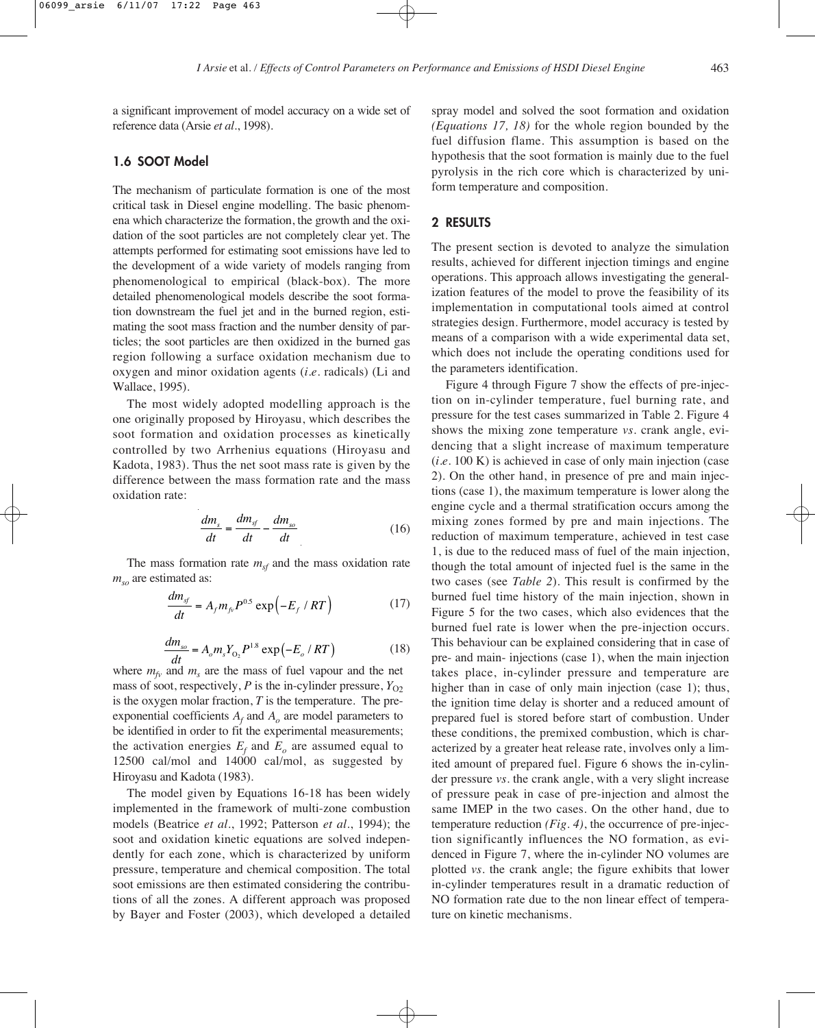a significant improvement of model accuracy on a wide set of reference data (Arsie *et al*., 1998).

### 1.6 SOOT Model

The mechanism of particulate formation is one of the most critical task in Diesel engine modelling. The basic phenomena which characterize the formation, the growth and the oxidation of the soot particles are not completely clear yet. The attempts performed for estimating soot emissions have led to the development of a wide variety of models ranging from phenomenological to empirical (black-box). The more detailed phenomenological models describe the soot formation downstream the fuel jet and in the burned region, estimating the soot mass fraction and the number density of particles; the soot particles are then oxidized in the burned gas region following a surface oxidation mechanism due to oxygen and minor oxidation agents (*i.e.* radicals) (Li and Wallace, 1995).

The most widely adopted modelling approach is the one originally proposed by Hiroyasu, which describes the soot formation and oxidation processes as kinetically controlled by two Arrhenius equations (Hiroyasu and Kadota, 1983). Thus the net soot mass rate is given by the difference between the mass formation rate and the mass oxidation rate:

$$\frac{dm_s}{dt} = \frac{dm_{sf}}{dt} - \frac{dm_{so}}{dt} \tag{16}$$

The mass formation rate $m_{sf}$ and the mass oxidation rate $m_{so}$ are estimated as:

$$\frac{dm_{sf}}{dt} = A_f m_{fv} P^{0.5} \exp\left(-E_f / RT\right) \tag{17}$$

$$\frac{dm_{so}}{dt} = A_o m_s Y_{O_2} P^{1.8} \exp\left(-E_o / RT\right) \tag{18}$$

where $m_{fv}$ and $m_s$ are the mass of fuel vapour and the net mass of soot, respectively, $P$ is the in-cylinder pressure, $Y_{O2}$ is the oxygen molar fraction, $T$ is the temperature. The pre-exponential coefficients $A_f$ and $A_o$ are model parameters to be identified in order to fit the experimental measurements; the activation energies $E_f$ and $E_o$ are assumed equal to 12500 cal/mol and 14000 cal/mol, as suggested by Hiroyasu and Kadota (1983).

The model given by Equations 16-18 has been widely implemented in the framework of multi-zone combustion models (Beatrice *et al*., 1992; Patterson *et al*., 1994); the soot and oxidation kinetic equations are solved independently for each zone, which is characterized by uniform pressure, temperature and chemical composition. The total soot emissions are then estimated considering the contributions of all the zones. A different approach was proposed by Bayer and Foster (2003), which developed a detailed spray model and solved the soot formation and oxidation *(Equations 17, 18)* for the whole region bounded by the fuel diffusion flame. This assumption is based on the hypothesis that the soot formation is mainly due to the fuel pyrolysis in the rich core which is characterized by uniform temperature and composition.

## 2 RESULTS

The present section is devoted to analyze the simulation results, achieved for different injection timings and engine operations. This approach allows investigating the generalization features of the model to prove the feasibility of its implementation in computational tools aimed at control strategies design. Furthermore, model accuracy is tested by means of a comparison with a wide experimental data set, which does not include the operating conditions used for the parameters identification.

Figure 4 through Figure 7 show the effects of pre-injection on in-cylinder temperature, fuel burning rate, and pressure for the test cases summarized in Table 2. Figure 4 shows the mixing zone temperature *vs.* crank angle, evidencing that a slight increase of maximum temperature (*i.e.* 100 K) is achieved in case of only main injection (case 2). On the other hand, in presence of pre and main injections (case 1), the maximum temperature is lower along the engine cycle and a thermal stratification occurs among the mixing zones formed by pre and main injections. The reduction of maximum temperature, achieved in test case 1, is due to the reduced mass of fuel of the main injection, though the total amount of injected fuel is the same in the two cases (see *Table 2*). This result is confirmed by the burned fuel time history of the main injection, shown in Figure 5 for the two cases, which also evidences that the burned fuel rate is lower when the pre-injection occurs. This behaviour can be explained considering that in case of pre- and main- injections (case 1), when the main injection takes place, in-cylinder pressure and temperature are higher than in case of only main injection (case 1); thus, the ignition time delay is shorter and a reduced amount of prepared fuel is stored before start of combustion. Under these conditions, the premixed combustion, which is characterized by a greater heat release rate, involves only a limited amount of prepared fuel. Figure 6 shows the in-cylinder pressure *vs.* the crank angle, with a very slight increase of pressure peak in case of pre-injection and almost the same IMEP in the two cases. On the other hand, due to temperature reduction *(Fig. 4)*, the occurrence of pre-injection significantly influences the NO formation, as evidenced in Figure 7, where the in-cylinder NO volumes are plotted *vs.* the crank angle; the figure exhibits that lower in-cylinder temperatures result in a dramatic reduction of NO formation rate due to the non linear effect of temperature on kinetic mechanisms.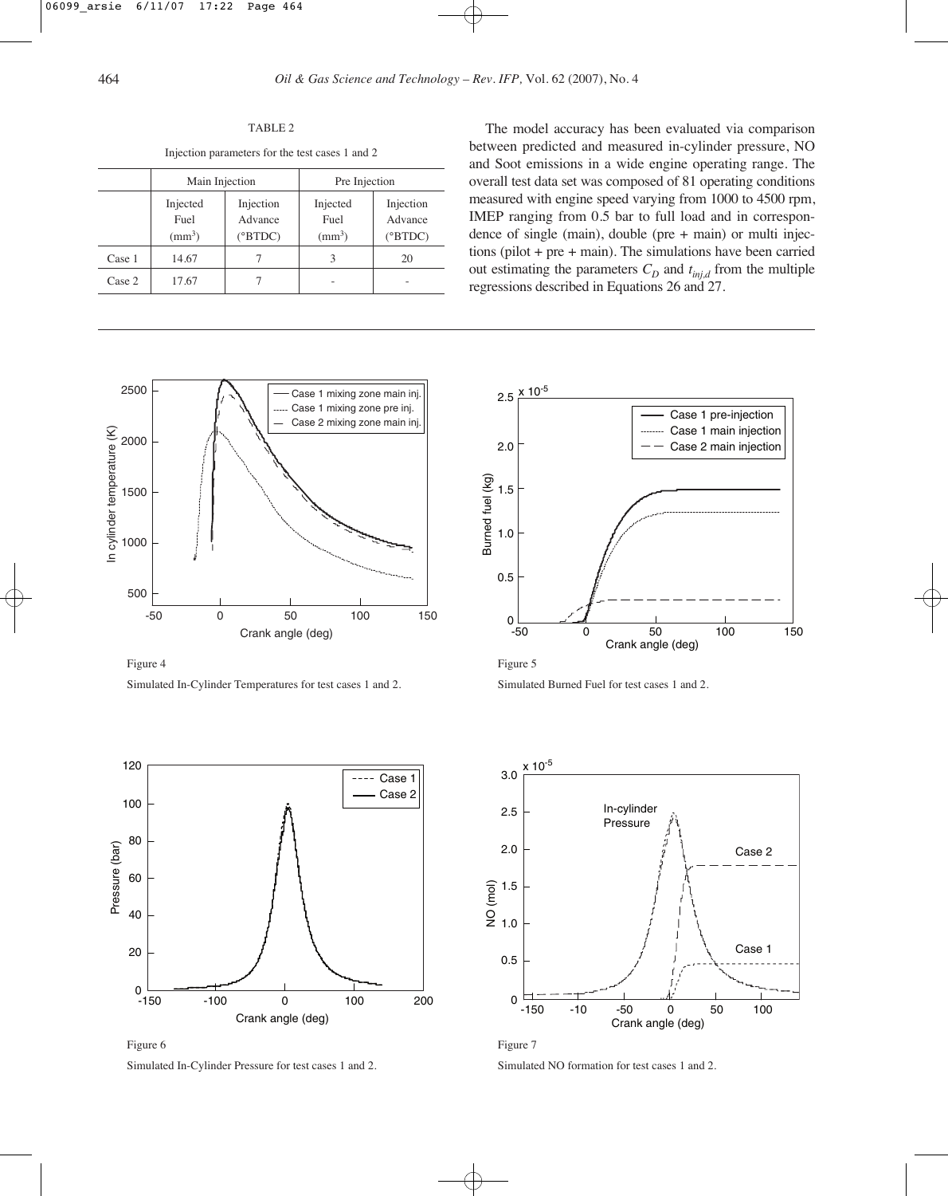TABLE 2

Injection parameters for the test cases 1 and 2

| | Main Injection | | Pre Injection | |
|---|---|---|---|---|
| | Injected Fuel ($mm^3$) | Injection Advance (°BTDC) | Injected Fuel ($mm^3$) | Injection Advance (°BTDC) |
| Case 1 | 14.67 | 7 | 3 | 20 |
| Case 2 | 17.67 | 7 | - | - |

The model accuracy has been evaluated via comparison between predicted and measured in-cylinder pressure, NO and Soot emissions in a wide engine operating range. The overall test data set was composed of 81 operating conditions measured with engine speed varying from 1000 to 4500 rpm, IMEP ranging from 0.5 bar to full load and in correspondence of single (main), double (pre + main) or multi injections (pilot + pre + main). The simulations have been carried out estimating the parameters $C_D$ and $t_{inj,d}$ from the multiple regressions described in Equations 26 and 27.

Figure 4

Simulated In-Cylinder Temperatures for test cases 1 and 2.

Figure 5

Simulated Burned Fuel for test cases 1 and 2.

Figure 6

Simulated In-Cylinder Pressure for test cases 1 and 2.

Figure 7

Simulated NO formation for test cases 1 and 2.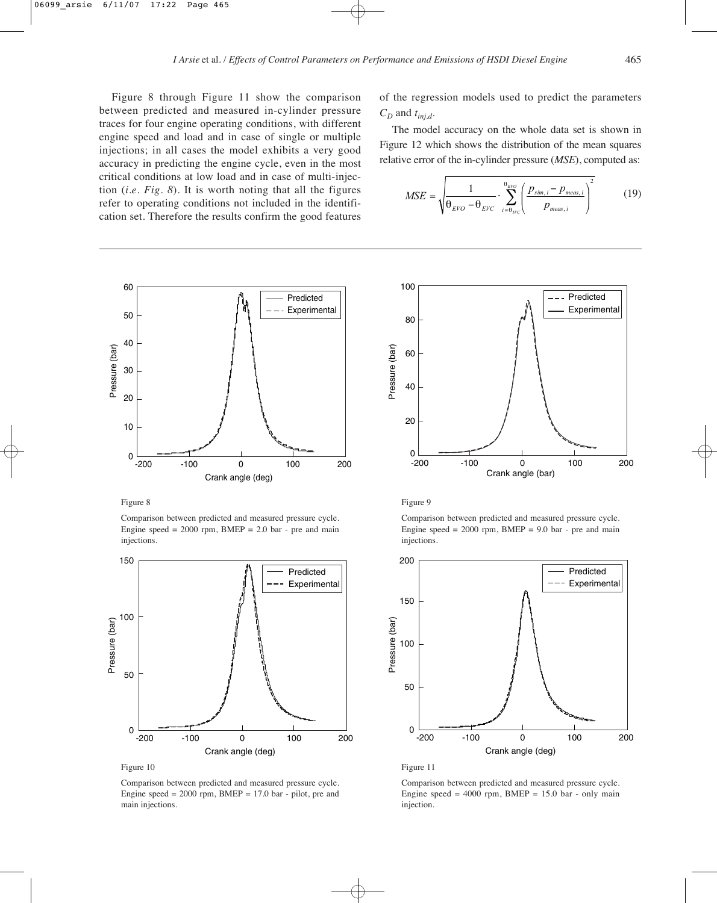Figure 8 through Figure 11 show the comparison between predicted and measured in-cylinder pressure traces for four engine operating conditions, with different engine speed and load and in case of single or multiple injections; in all cases the model exhibits a very good accuracy in predicting the engine cycle, even in the most critical conditions at low load and in case of multi-injection (*i.e. Fig. 8*). It is worth noting that all the figures refer to operating conditions not included in the identification set. Therefore the results confirm the good features of the regression models used to predict the parameters $C_D$ and $t_{inj,d}$.

The model accuracy on the whole data set is shown in Figure 12 which shows the distribution of the mean squares relative error of the in-cylinder pressure (*MSE*), computed as:

$$MSE = \sqrt{\frac{1}{\theta_{EVO} - \theta_{EVC}} \cdot \sum_{i=\theta_{IVC}}^{\theta_{EVO}} \left( \frac{p_{sim,i} - p_{meas,i}}{p_{meas,i}} \right)^2} \tag{19}$$

Figure 8

Comparison between predicted and measured pressure cycle. Engine speed = 2000 rpm, BMEP = 2.0 bar - pre and main injections.

Figure 9

Comparison between predicted and measured pressure cycle. Engine speed = 2000 rpm, BMEP = 9.0 bar - pre and main injections.

Figure 10

Comparison between predicted and measured pressure cycle. Engine speed = 2000 rpm, BMEP = 17.0 bar - pilot, pre and main injections.

Figure 11

Comparison between predicted and measured pressure cycle. Engine speed = 4000 rpm, BMEP = 15.0 bar - only main injection.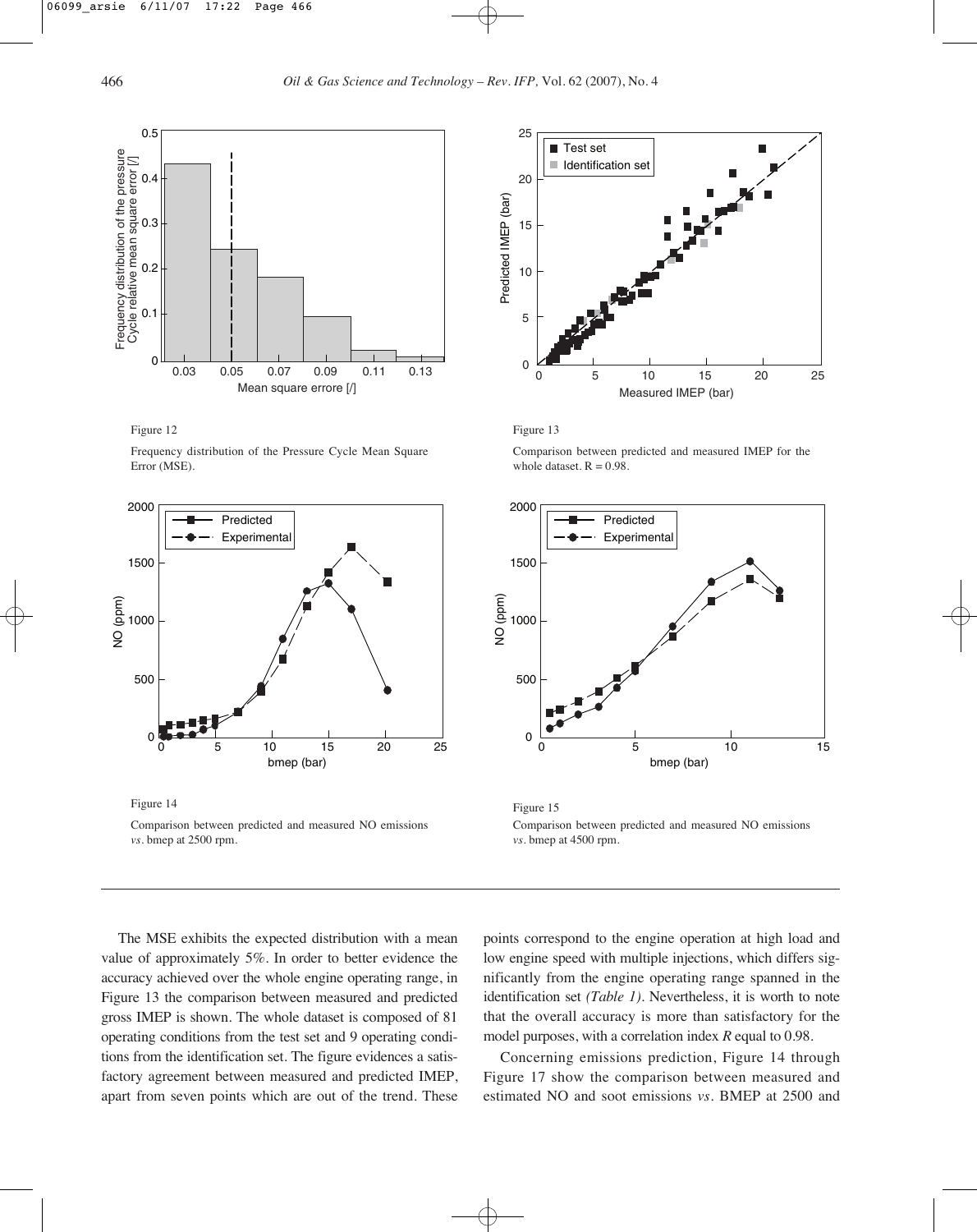Figure 12

Frequency distribution of the Pressure Cycle Mean Square Error (MSE).

Figure 13

Comparison between predicted and measured IMEP for the whole dataset. R = 0.98.

Figure 14

Comparison between predicted and measured NO emissions *vs*. bmep at 2500 rpm.

Figure 15

Comparison between predicted and measured NO emissions *vs*. bmep at 4500 rpm.

The MSE exhibits the expected distribution with a mean value of approximately 5%. In order to better evidence the accuracy achieved over the whole engine operating range, in Figure 13 the comparison between measured and predicted gross IMEP is shown. The whole dataset is composed of 81 operating conditions from the test set and 9 operating conditions from the identification set. The figure evidences a satisfactory agreement between measured and predicted IMEP, apart from seven points which are out of the trend. These points correspond to the engine operation at high load and low engine speed with multiple injections, which differs significantly from the engine operating range spanned in the identification set *(Table 1)*. Nevertheless, it is worth to note that the overall accuracy is more than satisfactory for the model purposes, with a correlation index $R$ equal to 0.98.

Concerning emissions prediction, Figure 14 through Figure 17 show the comparison between measured and estimated NO and soot emissions *vs*. BMEP at 2500 and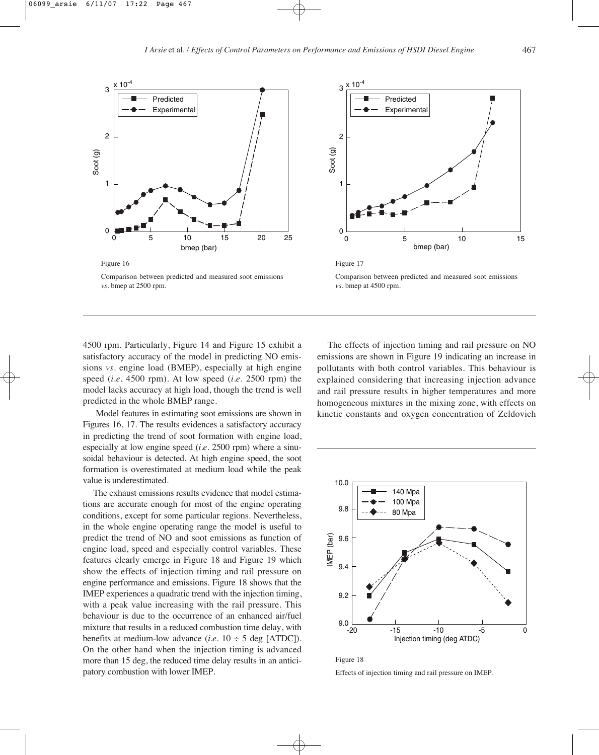Figure 16

Comparison between predicted and measured soot emissions *vs*. bmep at 2500 rpm.

Figure 17

Comparison between predicted and measured soot emissions *vs*. bmep at 4500 rpm.

4500 rpm. Particularly, Figure 14 and Figure 15 exhibit a satisfactory accuracy of the model in predicting NO emissions *vs*. engine load (BMEP), especially at high engine speed (*i.e*. 4500 rpm). At low speed (*i.e*. 2500 rpm) the model lacks accuracy at high load, though the trend is well predicted in the whole BMEP range.

Model features in estimating soot emissions are shown in Figures 16, 17. The results evidences a satisfactory accuracy in predicting the trend of soot formation with engine load, especially at low engine speed (*i.e*. 2500 rpm) where a sinusoidal behaviour is detected. At high engine speed, the soot formation is overestimated at medium load while the peak value is underestimated.

The exhaust emissions results evidence that model estimations are accurate enough for most of the engine operating conditions, except for some particular regions. Nevertheless, in the whole engine operating range the model is useful to predict the trend of NO and soot emissions as function of engine load, speed and especially control variables. These features clearly emerge in Figure 18 and Figure 19 which show the effects of injection timing and rail pressure on engine performance and emissions. Figure 18 shows that the IMEP experiences a quadratic trend with the injection timing, with a peak value increasing with the rail pressure. This behaviour is due to the occurrence of an enhanced air/fuel mixture that results in a reduced combustion time delay, with benefits at medium-low advance (*i.e*. $10 \div 5$ deg [ATDC]). On the other hand when the injection timing is advanced more than 15 deg, the reduced time delay results in an anticipatory combustion with lower IMEP.

The effects of injection timing and rail pressure on NO emissions are shown in Figure 19 indicating an increase in pollutants with both control variables. This behaviour is explained considering that increasing injection advance and rail pressure results in higher temperatures and more homogeneous mixtures in the mixing zone, with effects on kinetic constants and oxygen concentration of Zeldovich

Figure 18

Effects of injection timing and rail pressure on IMEP.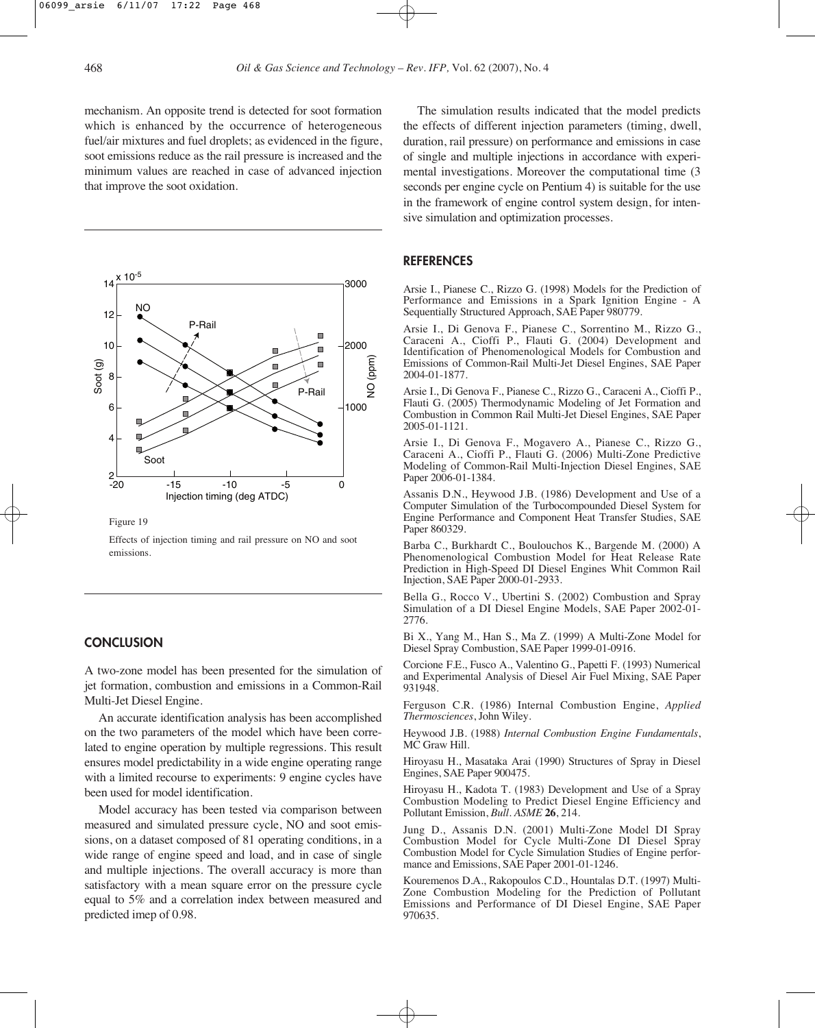mechanism. An opposite trend is detected for soot formation which is enhanced by the occurrence of heterogeneous fuel/air mixtures and fuel droplets; as evidenced in the figure, soot emissions reduce as the rail pressure is increased and the minimum values are reached in case of advanced injection that improve the soot oxidation.

Figure 19

Effects of injection timing and rail pressure on NO and soot emissions.

## CONCLUSION

A two-zone model has been presented for the simulation of jet formation, combustion and emissions in a Common-Rail Multi-Jet Diesel Engine.

An accurate identification analysis has been accomplished on the two parameters of the model which have been correlated to engine operation by multiple regressions. This result ensures model predictability in a wide engine operating range with a limited recourse to experiments: 9 engine cycles have been used for model identification.

Model accuracy has been tested via comparison between measured and simulated pressure cycle, NO and soot emissions, on a dataset composed of 81 operating conditions, in a wide range of engine speed and load, and in case of single and multiple injections. The overall accuracy is more than satisfactory with a mean square error on the pressure cycle equal to 5% and a correlation index between measured and predicted imep of 0.98.

The simulation results indicated that the model predicts the effects of different injection parameters (timing, dwell, duration, rail pressure) on performance and emissions in case of single and multiple injections in accordance with experimental investigations. Moreover the computational time (3 seconds per engine cycle on Pentium 4) is suitable for the use in the framework of engine control system design, for intensive simulation and optimization processes.

## REFERENCES

Arsie I., Pianese C., Rizzo G. (1998) Models for the Prediction of Performance and Emissions in a Spark Ignition Engine - A Sequentially Structured Approach, SAE Paper 980779.

Arsie I., Di Genova F., Pianese C., Sorrentino M., Rizzo G., Caraceni A., Cioffi P., Flauti G. (2004) Development and Identification of Phenomenological Models for Combustion and Emissions of Common-Rail Multi-Jet Diesel Engines, SAE Paper 2004-01-1877.

Arsie I., Di Genova F., Pianese C., Rizzo G., Caraceni A., Cioffi P., Flauti G. (2005) Thermodynamic Modeling of Jet Formation and Combustion in Common Rail Multi-Jet Diesel Engines, SAE Paper 2005-01-1121.

Arsie I., Di Genova F., Mogavero A., Pianese C., Rizzo G., Caraceni A., Cioffi P., Flauti G. (2006) Multi-Zone Predictive Modeling of Common-Rail Multi-Injection Diesel Engines, SAE Paper 2006-01-1384.

Assanis D.N., Heywood J.B. (1986) Development and Use of a Computer Simulation of the Turbocompounded Diesel System for Engine Performance and Component Heat Transfer Studies, SAE Paper 860329.

Barba C., Burkhardt C., Boulouchos K., Bargende M. (2000) A Phenomenological Combustion Model for Heat Release Rate Prediction in High-Speed DI Diesel Engines Whit Common Rail Injection, SAE Paper 2000-01-2933.

Bella G., Rocco V., Ubertini S. (2002) Combustion and Spray Simulation of a DI Diesel Engine Models, SAE Paper 2002-01-2776.

Bi X., Yang M., Han S., Ma Z. (1999) A Multi-Zone Model for Diesel Spray Combustion, SAE Paper 1999-01-0916.

Corcione F.E., Fusco A., Valentino G., Papetti F. (1993) Numerical and Experimental Analysis of Diesel Air Fuel Mixing, SAE Paper 931948.

Ferguson C.R. (1986) Internal Combustion Engine, *Applied Thermosciences*, John Wiley.

Heywood J.B. (1988) *Internal Combustion Engine Fundamentals*, MC Graw Hill.

Hiroyasu H., Masataka Arai (1990) Structures of Spray in Diesel Engines, SAE Paper 900475.

Hiroyasu H., Kadota T. (1983) Development and Use of a Spray Combustion Modeling to Predict Diesel Engine Efficiency and Pollutant Emission, *Bull. ASME* **26**, 214.

Jung D., Assanis D.N. (2001) Multi-Zone Model DI Spray Combustion Model for Cycle Multi-Zone DI Diesel Spray Combustion Model for Cycle Simulation Studies of Engine performance and Emissions, SAE Paper 2001-01-1246.

Kouremenos D.A., Rakopoulos C.D., Hountalas D.T. (1997) Multi-Zone Combustion Modeling for the Prediction of Pollutant Emissions and Performance of DI Diesel Engine, SAE Paper 970635.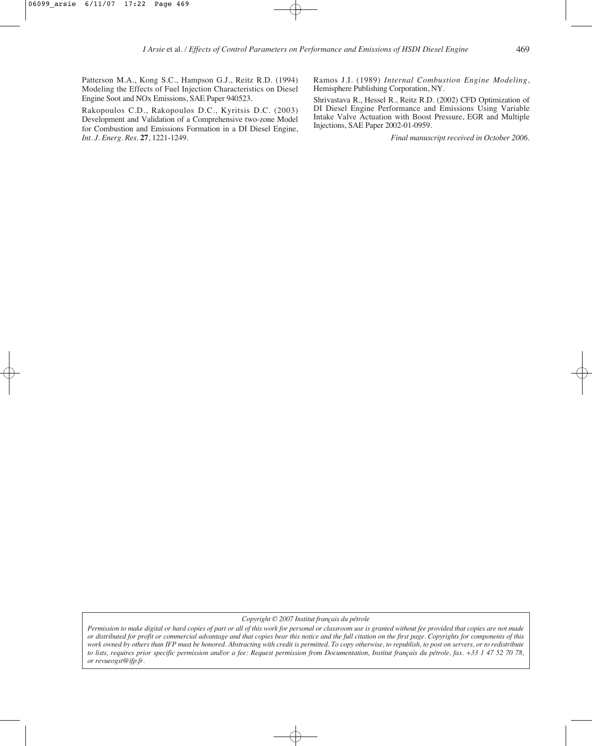Patterson M.A., Kong S.C., Hampson G.J., Reitz R.D. (1994) Modeling the Effects of Fuel Injection Characteristics on Diesel Engine Soot and NOx Emissions, SAE Paper 940523.

Rakopoulos C.D., Rakopoulos D.C., Kyritsis D.C. (2003) Development and Validation of a Comprehensive two-zone Model for Combustion and Emissions Formation in a DI Diesel Engine, *Int. J. Energ. Res.* **27**, 1221-1249.

Ramos J.I. (1989) *Internal Combustion Engine Modeling*, Hemisphere Publishing Corporation, NY.

Shrivastava R., Hessel R., Reitz R.D. (2002) CFD Optimization of DI Diesel Engine Performance and Emissions Using Variable Intake Valve Actuation with Boost Pressure, EGR and Multiple Injections, SAE Paper 2002-01-0959.

*Final manuscript received in October 2006.*

*Copyright © 2007 Institut français du pétrole*

*Permission to make digital or hard copies of part or all of this work for personal or classroom use is granted without fee provided that copies are not made or distributed for profit or commercial advantage and that copies bear this notice and the full citation on the first page. Copyrights for components of this work owned by others than IFP must be honored. Abstracting with credit is permitted. To copy otherwise, to republish, to post on servers, or to redistribute to lists, requires prior specific permission and/or a fee: Request permission from Documentation, Institut français du pétrole, fax. +33 1 47 52 70 78, or revueogst@ifp.fr.*